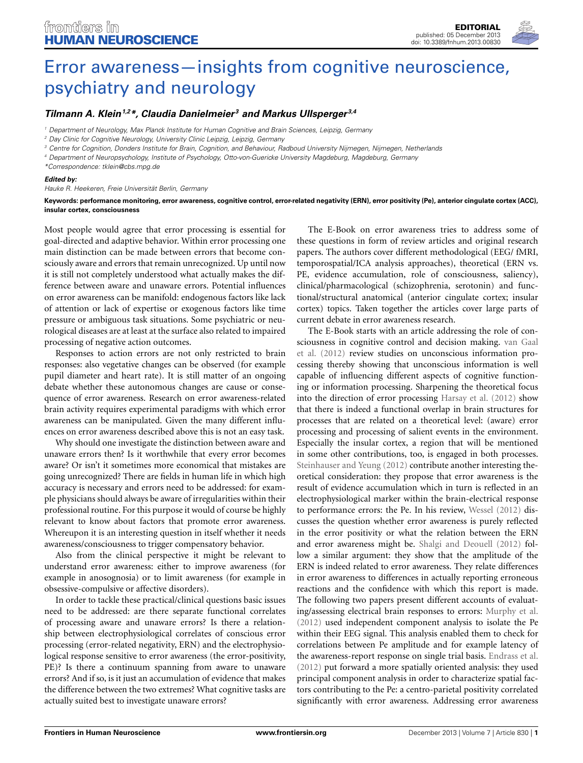EDITORIAL
published: 05 December 2013
doi: 10.3389/fnhum.2013.00830

# Error awareness—insights from cognitive neuroscience, psychiatry and neurology

***Tilmann A. Klein[1,2]\*, Claudia Danielmeier[3] and Markus Ullsperger[3,4]***

[1] Department of Neurology, Max Planck Institute for Human Cognitive and Brain Sciences, Leipzig, Germany
[2] Day Clinic for Cognitive Neurology, University Clinic Leipzig, Leipzig, Germany
[3] Centre for Cognition, Donders Institute for Brain, Cognition, and Behaviour, Radboud University Nijmegen, Nijmegen, Netherlands
[4] Department of Neuropsychology, Institute of Psychology, Otto-von-Guericke University Magdeburg, Magdeburg, Germany
*Correspondence: tklein@cbs.mpg.de

**Edited by:**
Hauke R. Heekeren, Freie Universität Berlin, Germany

**Keywords: performance monitoring, error awareness, cognitive control, error-related negativity (ERN), error positivity (Pe), anterior cingulate cortex (ACC), insular cortex, consciousness**

Most people would agree that error processing is essential for goal-directed and adaptive behavior. Within error processing one main distinction can be made between errors that become consciously aware and errors that remain unrecognized. Up until now it is still not completely understood what actually makes the difference between aware and unaware errors. Potential influences on error awareness can be manifold: endogenous factors like lack of attention or lack of expertise or exogenous factors like time pressure or ambiguous task situations. Some psychiatric or neurological diseases are at least at the surface also related to impaired processing of negative action outcomes.

Responses to action errors are not only restricted to brain responses: also vegetative changes can be observed (for example pupil diameter and heart rate). It is still matter of an ongoing debate whether these autonomous changes are cause or consequence of error awareness. Research on error awareness-related brain activity requires experimental paradigms with which error awareness can be manipulated. Given the many different influences on error awareness described above this is not an easy task.

Why should one investigate the distinction between aware and unaware errors then? Is it worthwhile that every error becomes aware? Or isn't it sometimes more economical that mistakes are going unrecognized? There are fields in human life in which high accuracy is necessary and errors need to be addressed: for example physicians should always be aware of irregularities within their professional routine. For this purpose it would of course be highly relevant to know about factors that promote error awareness. Whereupon it is an interesting question in itself whether it needs awareness/consciousness to trigger compensatory behavior.

Also from the clinical perspective it might be relevant to understand error awareness: either to improve awareness (for example in anosognosia) or to limit awareness (for example in obsessive-compulsive or affective disorders).

In order to tackle these practical/clinical questions basic issues need to be addressed: are there separate functional correlates of processing aware and unaware errors? Is there a relationship between electrophysiological correlates of conscious error processing (error-related negativity, ERN) and the electrophysiological response sensitive to error awareness (the error-positivity, PE)? Is there a continuum spanning from aware to unaware errors? And if so, is it just an accumulation of evidence that makes the difference between the two extremes? What cognitive tasks are actually suited best to investigate unaware errors?

The E-Book on error awareness tries to address some of these questions in form of review articles and original research papers. The authors cover different methodological (EEG/ fMRI, temporospatial/ICA analysis approaches), theoretical (ERN vs. PE, evidence accumulation, role of consciousness, saliency), clinical/pharmacological (schizophrenia, serotonin) and functional/structural anatomical (anterior cingulate cortex; insular cortex) topics. Taken together the articles cover large parts of current debate in error awareness research.

The E-Book starts with an article addressing the role of consciousness in cognitive control and decision making. van Gaal et al. (2012) review studies on unconscious information processing thereby showing that unconscious information is well capable of influencing different aspects of cognitive functioning or information processing. Sharpening the theoretical focus into the direction of error processing Harsay et al. (2012) show that there is indeed a functional overlap in brain structures for processes that are related on a theoretical level: (aware) error processing and processing of salient events in the environment. Especially the insular cortex, a region that will be mentioned in some other contributions, too, is engaged in both processes. Steinhauser and Yeung (2012) contribute another interesting theoretical consideration: they propose that error awareness is the result of evidence accumulation which in turn is reflected in an electrophysiological marker within the brain-electrical response to performance errors: the Pe. In his review, Wessel (2012) discusses the question whether error awareness is purely reflected in the error positivity or what the relation between the ERN and error awareness might be. Shalgi and Deouell (2012) follow a similar argument: they show that the amplitude of the ERN is indeed related to error awareness. They relate differences in error awareness to differences in actually reporting erroneous reactions and the confidence with which this report is made. The following two papers present different accounts of evaluating/assessing electrical brain responses to errors: Murphy et al. (2012) used independent component analysis to isolate the Pe within their EEG signal. This analysis enabled them to check for correlations between Pe amplitude and for example latency of the awareness-report response on single trial basis. Endrass et al. (2012) put forward a more spatially oriented analysis: they used principal component analysis in order to characterize spatial factors contributing to the Pe: a centro-parietal positivity correlated significantly with error awareness. Addressing error awareness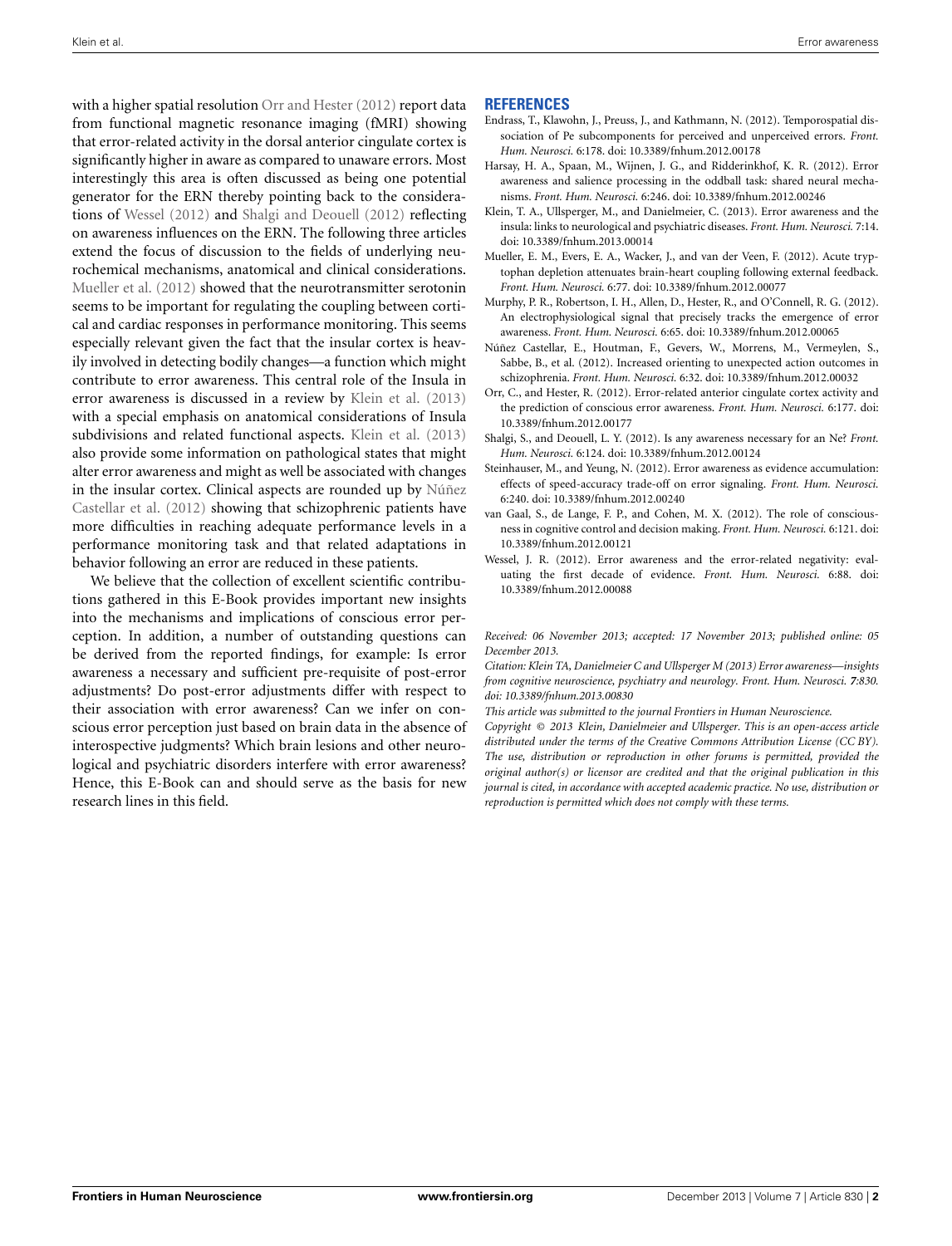with a higher spatial resolution Orr and Hester (2012) report data from functional magnetic resonance imaging (fMRI) showing that error-related activity in the dorsal anterior cingulate cortex is significantly higher in aware as compared to unaware errors. Most interestingly this area is often discussed as being one potential generator for the ERN thereby pointing back to the considerations of Wessel (2012) and Shalgi and Deouell (2012) reflecting on awareness influences on the ERN. The following three articles extend the focus of discussion to the fields of underlying neurochemical mechanisms, anatomical and clinical considerations. Mueller et al. (2012) showed that the neurotransmitter serotonin seems to be important for regulating the coupling between cortical and cardiac responses in performance monitoring. This seems especially relevant given the fact that the insular cortex is heavily involved in detecting bodily changes—a function which might contribute to error awareness. This central role of the Insula in error awareness is discussed in a review by Klein et al. (2013) with a special emphasis on anatomical considerations of Insula subdivisions and related functional aspects. Klein et al. (2013) also provide some information on pathological states that might alter error awareness and might as well be associated with changes in the insular cortex. Clinical aspects are rounded up by Núñez Castellar et al. (2012) showing that schizophrenic patients have more difficulties in reaching adequate performance levels in a performance monitoring task and that related adaptations in behavior following an error are reduced in these patients.

We believe that the collection of excellent scientific contributions gathered in this E-Book provides important new insights into the mechanisms and implications of conscious error perception. In addition, a number of outstanding questions can be derived from the reported findings, for example: Is error awareness a necessary and sufficient pre-requisite of post-error adjustments? Do post-error adjustments differ with respect to their association with error awareness? Can we infer on conscious error perception just based on brain data in the absence of interospective judgments? Which brain lesions and other neurological and psychiatric disorders interfere with error awareness? Hence, this E-Book can and should serve as the basis for new research lines in this field.

## REFERENCES

Endrass, T., Klawohn, J., Preuss, J., and Kathmann, N. (2012). Temporospatial dissociation of Pe subcomponents for perceived and unperceived errors. *Front. Hum. Neurosci.* 6:178. doi: 10.3389/fnhum.2012.00178

Harsay, H. A., Spaan, M., Wijnen, J. G., and Ridderinkhof, K. R. (2012). Error awareness and salience processing in the oddball task: shared neural mechanisms. *Front. Hum. Neurosci.* 6:246. doi: 10.3389/fnhum.2012.00246

Klein, T. A., Ullsperger, M., and Danielmeier, C. (2013). Error awareness and the insula: links to neurological and psychiatric diseases. *Front. Hum. Neurosci.* 7:14. doi: 10.3389/fnhum.2013.00014

Mueller, E. M., Evers, E. A., Wacker, J., and van der Veen, F. (2012). Acute tryptophan depletion attenuates brain-heart coupling following external feedback. *Front. Hum. Neurosci.* 6:77. doi: 10.3389/fnhum.2012.00077

Murphy, P. R., Robertson, I. H., Allen, D., Hester, R., and O'Connell, R. G. (2012). An electrophysiological signal that precisely tracks the emergence of error awareness. *Front. Hum. Neurosci.* 6:65. doi: 10.3389/fnhum.2012.00065

Núñez Castellar, E., Houtman, F., Gevers, W., Morrens, M., Vermeylen, S., Sabbe, B., et al. (2012). Increased orienting to unexpected action outcomes in schizophrenia. *Front. Hum. Neurosci.* 6:32. doi: 10.3389/fnhum.2012.00032

Orr, C., and Hester, R. (2012). Error-related anterior cingulate cortex activity and the prediction of conscious error awareness. *Front. Hum. Neurosci.* 6:177. doi: 10.3389/fnhum.2012.00177

Shalgi, S., and Deouell, L. Y. (2012). Is any awareness necessary for an Ne? *Front. Hum. Neurosci.* 6:124. doi: 10.3389/fnhum.2012.00124

Steinhauser, M., and Yeung, N. (2012). Error awareness as evidence accumulation: effects of speed-accuracy trade-off on error signaling. *Front. Hum. Neurosci.* 6:240. doi: 10.3389/fnhum.2012.00240

van Gaal, S., de Lange, F. P., and Cohen, M. X. (2012). The role of consciousness in cognitive control and decision making. *Front. Hum. Neurosci.* 6:121. doi: 10.3389/fnhum.2012.00121

Wessel, J. R. (2012). Error awareness and the error-related negativity: evaluating the first decade of evidence. *Front. Hum. Neurosci.* 6:88. doi: 10.3389/fnhum.2012.00088

*Received: 06 November 2013; accepted: 17 November 2013; published online: 05 December 2013.*

*Citation: Klein TA, Danielmeier C and Ullsperger M (2013) Error awareness—insights from cognitive neuroscience, psychiatry and neurology. Front. Hum. Neurosci.* ***7****:830. doi: 10.3389/fnhum.2013.00830*

*This article was submitted to the journal Frontiers in Human Neuroscience.*

*Copyright © 2013 Klein, Danielmeier and Ullsperger. This is an open-access article distributed under the terms of the Creative Commons Attribution License (CC BY). The use, distribution or reproduction in other forums is permitted, provided the original author(s) or licensor are credited and that the original publication in this journal is cited, in accordance with accepted academic practice. No use, distribution or reproduction is permitted which does not comply with these terms.*